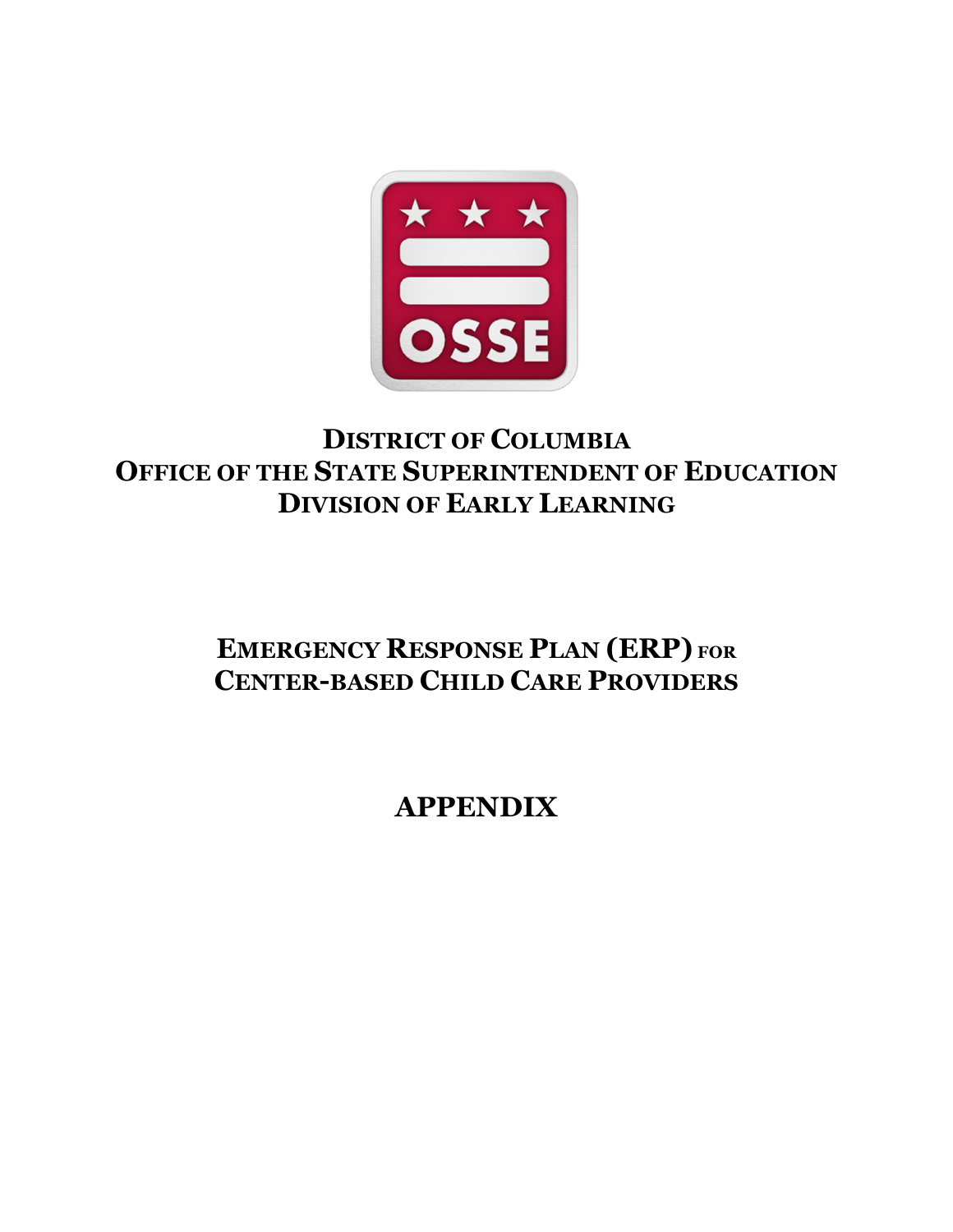OSSE

# District of Columbia
# Office of the State Superintendent of Education
# Division of Early Learning

## Emergency Response Plan (ERP) for Center-based Child Care Providers

## APPENDIX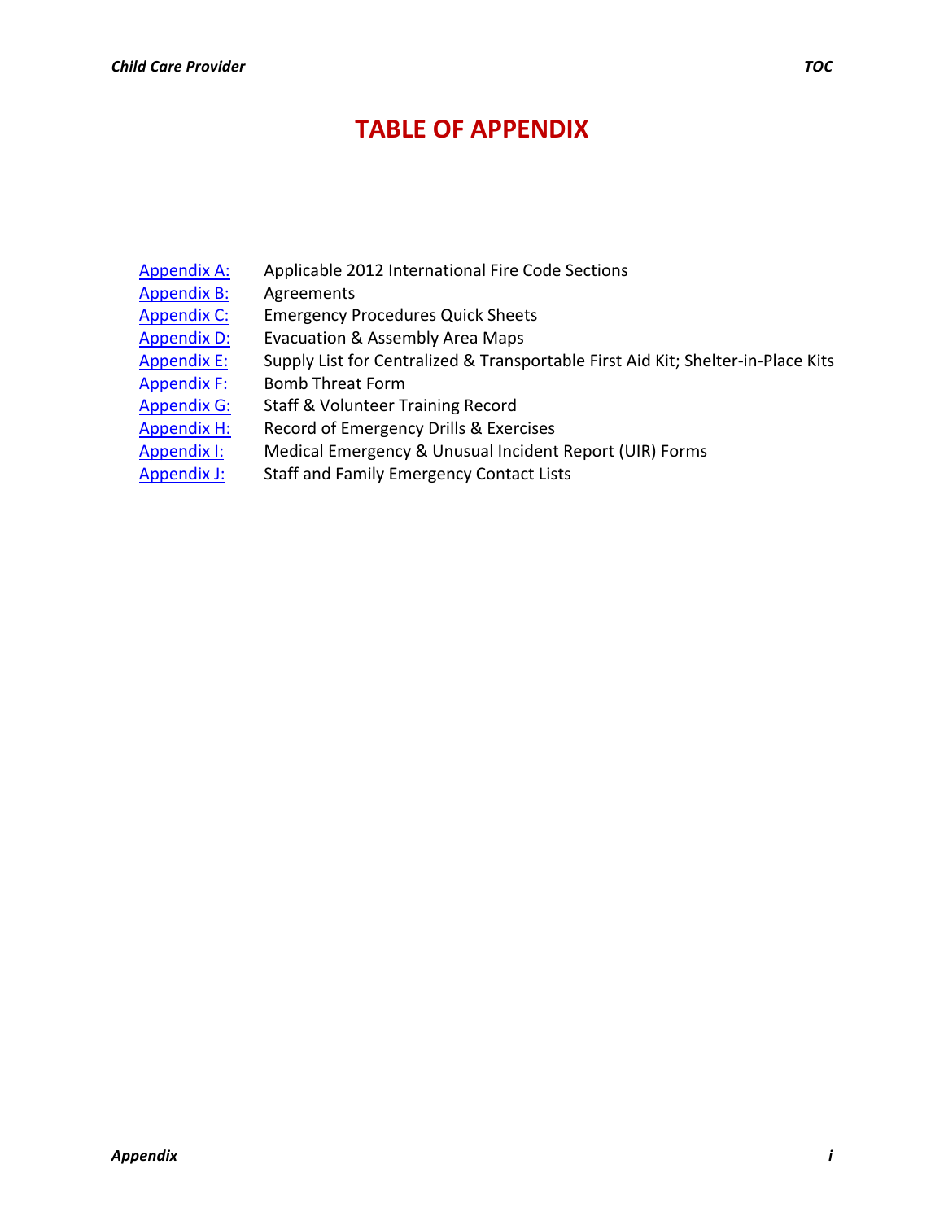# TABLE OF APPENDIX

| | |
|---|---|
| Appendix A: | Applicable 2012 International Fire Code Sections |
| Appendix B: | Agreements |
| Appendix C: | Emergency Procedures Quick Sheets |
| Appendix D: | Evacuation & Assembly Area Maps |
| Appendix E: | Supply List for Centralized & Transportable First Aid Kit; Shelter-in-Place Kits |
| Appendix F: | Bomb Threat Form |
| Appendix G: | Staff & Volunteer Training Record |
| Appendix H: | Record of Emergency Drills & Exercises |
| Appendix I: | Medical Emergency & Unusual Incident Report (UIR) Forms |
| Appendix J: | Staff and Family Emergency Contact Lists |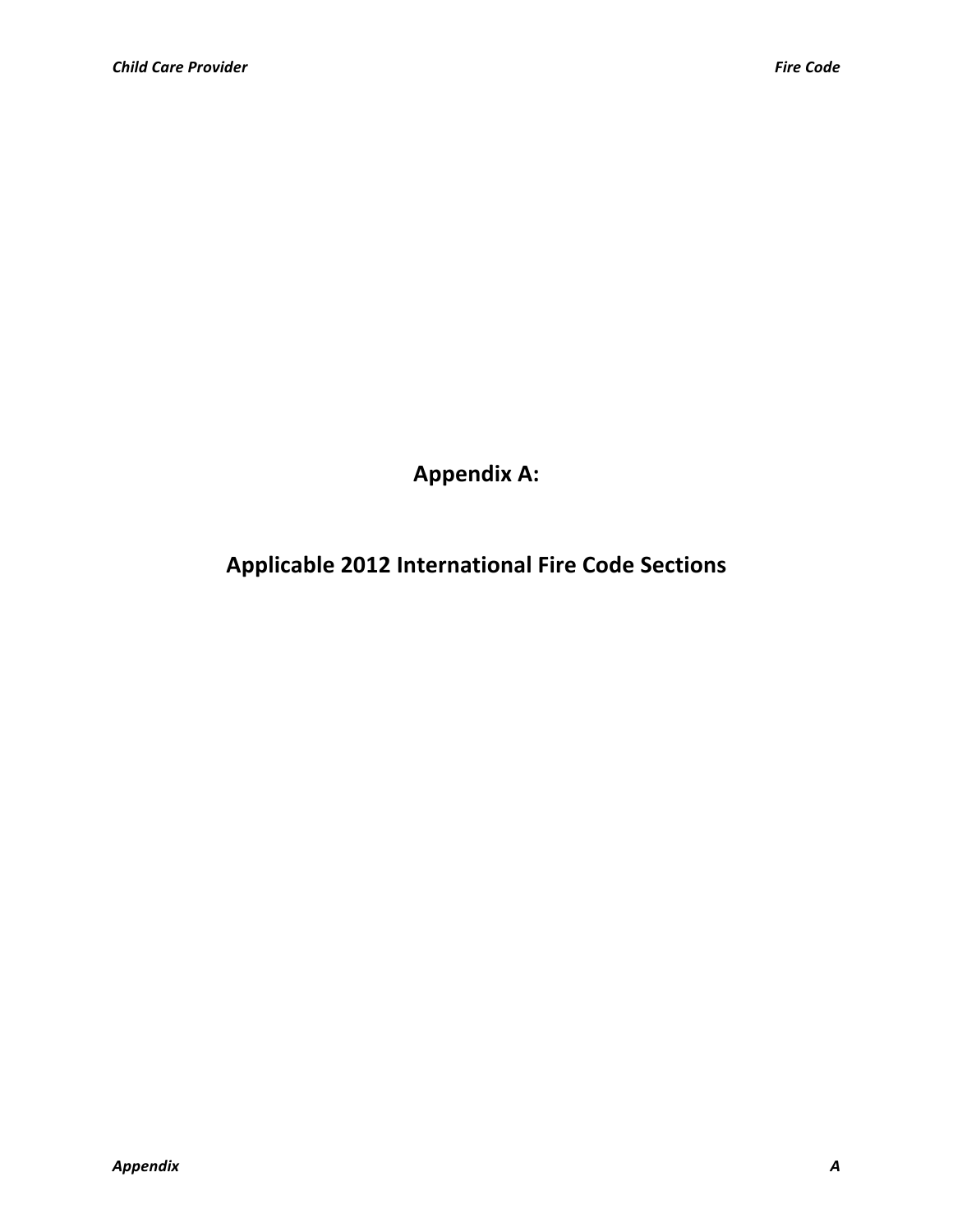# Appendix A:

# Applicable 2012 International Fire Code Sections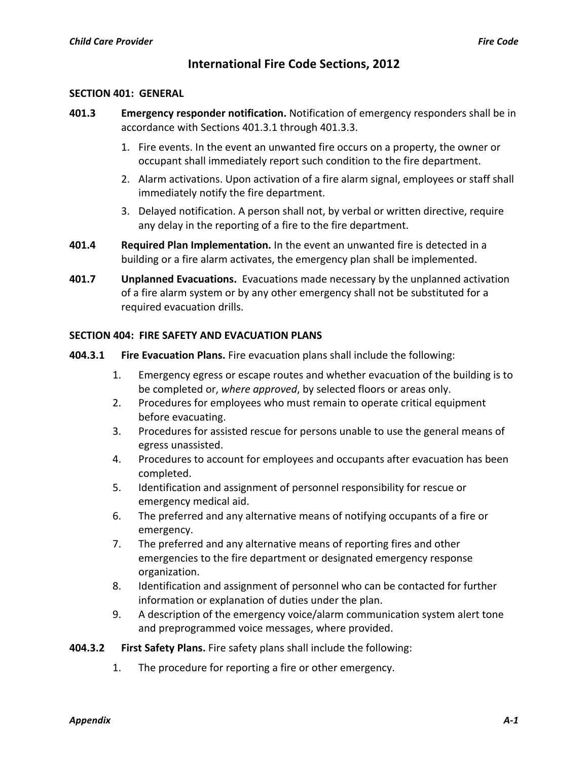# International Fire Code Sections, 2012

## SECTION 401: GENERAL

**401.3 Emergency responder notification.** Notification of emergency responders shall be in accordance with Sections 401.3.1 through 401.3.3.

1. Fire events. In the event an unwanted fire occurs on a property, the owner or occupant shall immediately report such condition to the fire department.
2. Alarm activations. Upon activation of a fire alarm signal, employees or staff shall immediately notify the fire department.
3. Delayed notification. A person shall not, by verbal or written directive, require any delay in the reporting of a fire to the fire department.

**401.4 Required Plan Implementation.** In the event an unwanted fire is detected in a building or a fire alarm activates, the emergency plan shall be implemented.

**401.7 Unplanned Evacuations.** Evacuations made necessary by the unplanned activation of a fire alarm system or by any other emergency shall not be substituted for a required evacuation drills.

## SECTION 404: FIRE SAFETY AND EVACUATION PLANS

**404.3.1 Fire Evacuation Plans.** Fire evacuation plans shall include the following:

1. Emergency egress or escape routes and whether evacuation of the building is to be completed or, *where approved*, by selected floors or areas only.
2. Procedures for employees who must remain to operate critical equipment before evacuating.
3. Procedures for assisted rescue for persons unable to use the general means of egress unassisted.
4. Procedures to account for employees and occupants after evacuation has been completed.
5. Identification and assignment of personnel responsibility for rescue or emergency medical aid.
6. The preferred and any alternative means of notifying occupants of a fire or emergency.
7. The preferred and any alternative means of reporting fires and other emergencies to the fire department or designated emergency response organization.
8. Identification and assignment of personnel who can be contacted for further information or explanation of duties under the plan.
9. A description of the emergency voice/alarm communication system alert tone and preprogrammed voice messages, where provided.

**404.3.2 First Safety Plans.** Fire safety plans shall include the following:

1. The procedure for reporting a fire or other emergency.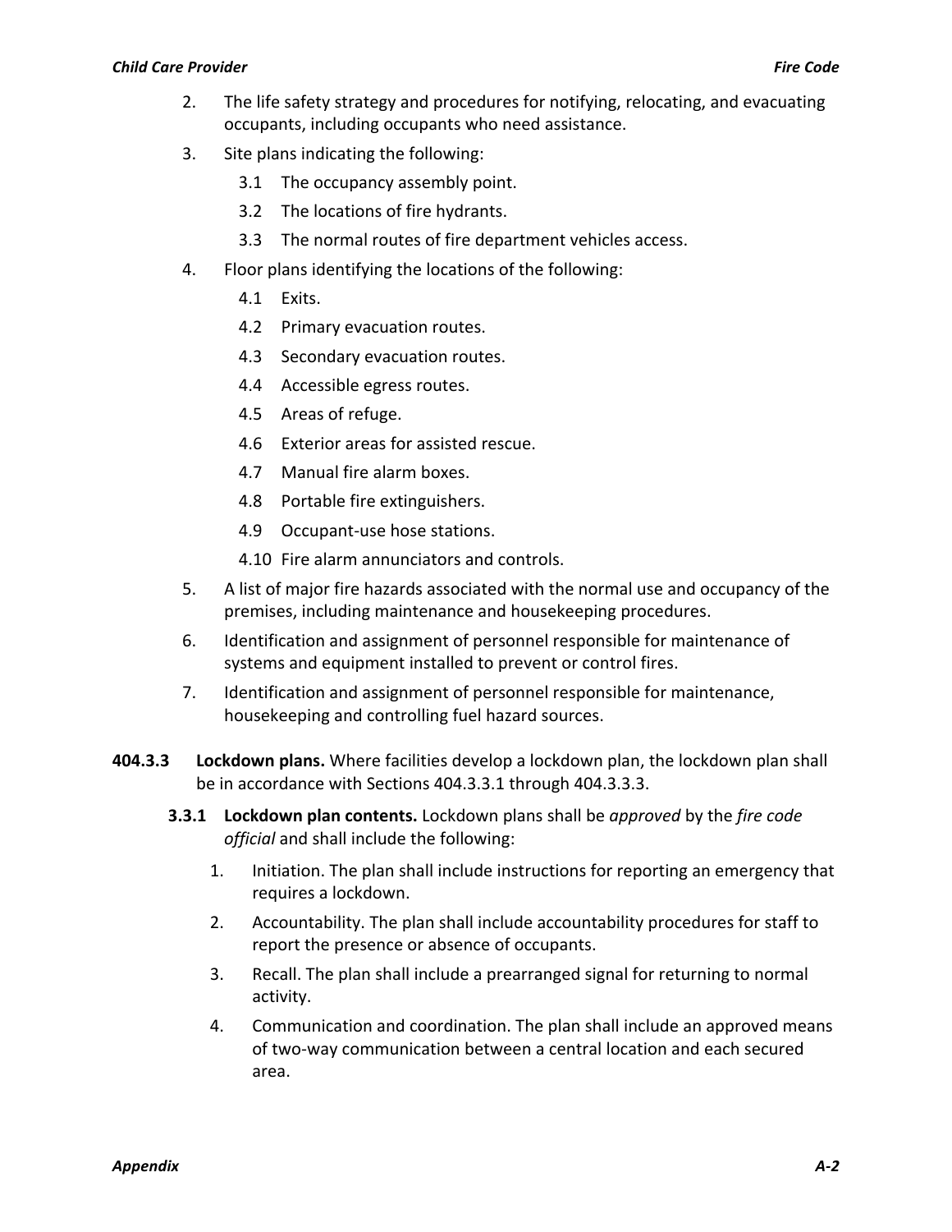2. The life safety strategy and procedures for notifying, relocating, and evacuating occupants, including occupants who need assistance.
3. Site plans indicating the following:
   - 3.1 The occupancy assembly point.
   - 3.2 The locations of fire hydrants.
   - 3.3 The normal routes of fire department vehicles access.
4. Floor plans identifying the locations of the following:
   - 4.1 Exits.
   - 4.2 Primary evacuation routes.
   - 4.3 Secondary evacuation routes.
   - 4.4 Accessible egress routes.
   - 4.5 Areas of refuge.
   - 4.6 Exterior areas for assisted rescue.
   - 4.7 Manual fire alarm boxes.
   - 4.8 Portable fire extinguishers.
   - 4.9 Occupant-use hose stations.
   - 4.10 Fire alarm annunciators and controls.
5. A list of major fire hazards associated with the normal use and occupancy of the premises, including maintenance and housekeeping procedures.
6. Identification and assignment of personnel responsible for maintenance of systems and equipment installed to prevent or control fires.
7. Identification and assignment of personnel responsible for maintenance, housekeeping and controlling fuel hazard sources.

**404.3.3 Lockdown plans.** Where facilities develop a lockdown plan, the lockdown plan shall be in accordance with Sections 404.3.3.1 through 404.3.3.3.

**3.3.1 Lockdown plan contents.** Lockdown plans shall be *approved* by the *fire code official* and shall include the following:

1. Initiation. The plan shall include instructions for reporting an emergency that requires a lockdown.
2. Accountability. The plan shall include accountability procedures for staff to report the presence or absence of occupants.
3. Recall. The plan shall include a prearranged signal for returning to normal activity.
4. Communication and coordination. The plan shall include an approved means of two-way communication between a central location and each secured area.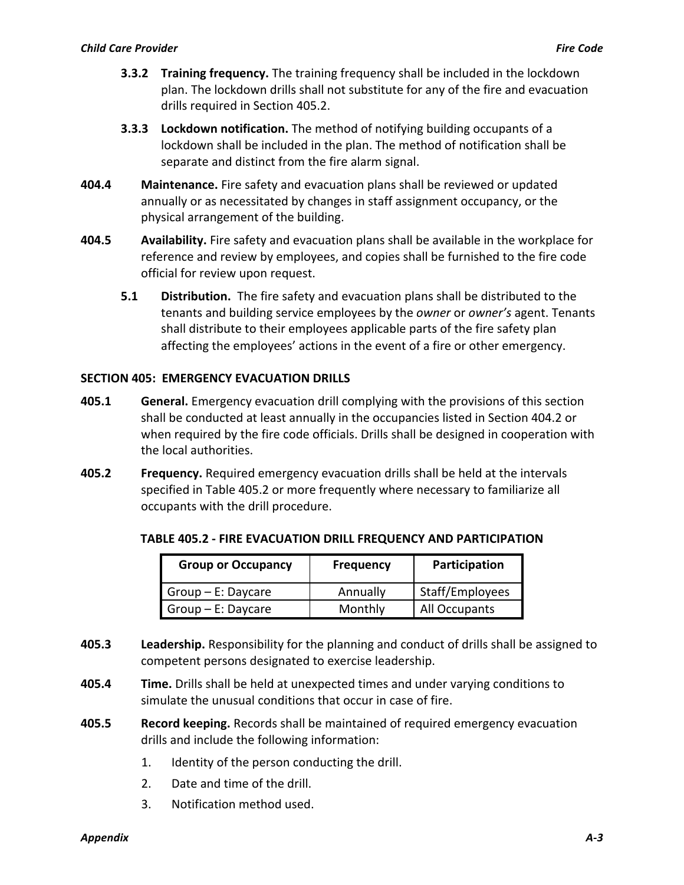**3.3.2 Training frequency.** The training frequency shall be included in the lockdown plan. The lockdown drills shall not substitute for any of the fire and evacuation drills required in Section 405.2.

**3.3.3 Lockdown notification.** The method of notifying building occupants of a lockdown shall be included in the plan. The method of notification shall be separate and distinct from the fire alarm signal.

**404.4 Maintenance.** Fire safety and evacuation plans shall be reviewed or updated annually or as necessitated by changes in staff assignment occupancy, or the physical arrangement of the building.

**404.5 Availability.** Fire safety and evacuation plans shall be available in the workplace for reference and review by employees, and copies shall be furnished to the fire code official for review upon request.

**5.1 Distribution.** The fire safety and evacuation plans shall be distributed to the tenants and building service employees by the *owner* or *owner's* agent. Tenants shall distribute to their employees applicable parts of the fire safety plan affecting the employees' actions in the event of a fire or other emergency.

## SECTION 405: EMERGENCY EVACUATION DRILLS

**405.1 General.** Emergency evacuation drill complying with the provisions of this section shall be conducted at least annually in the occupancies listed in Section 404.2 or when required by the fire code officials. Drills shall be designed in cooperation with the local authorities.

**405.2 Frequency.** Required emergency evacuation drills shall be held at the intervals specified in Table 405.2 or more frequently where necessary to familiarize all occupants with the drill procedure.

**TABLE 405.2 - FIRE EVACUATION DRILL FREQUENCY AND PARTICIPATION**

| Group or Occupancy | Frequency | Participation |
|---|---|---|
| Group – E: Daycare | Annually | Staff/Employees |
| Group – E: Daycare | Monthly | All Occupants |

**405.3 Leadership.** Responsibility for the planning and conduct of drills shall be assigned to competent persons designated to exercise leadership.

**405.4 Time.** Drills shall be held at unexpected times and under varying conditions to simulate the unusual conditions that occur in case of fire.

**405.5 Record keeping.** Records shall be maintained of required emergency evacuation drills and include the following information:

1. Identity of the person conducting the drill.
2. Date and time of the drill.
3. Notification method used.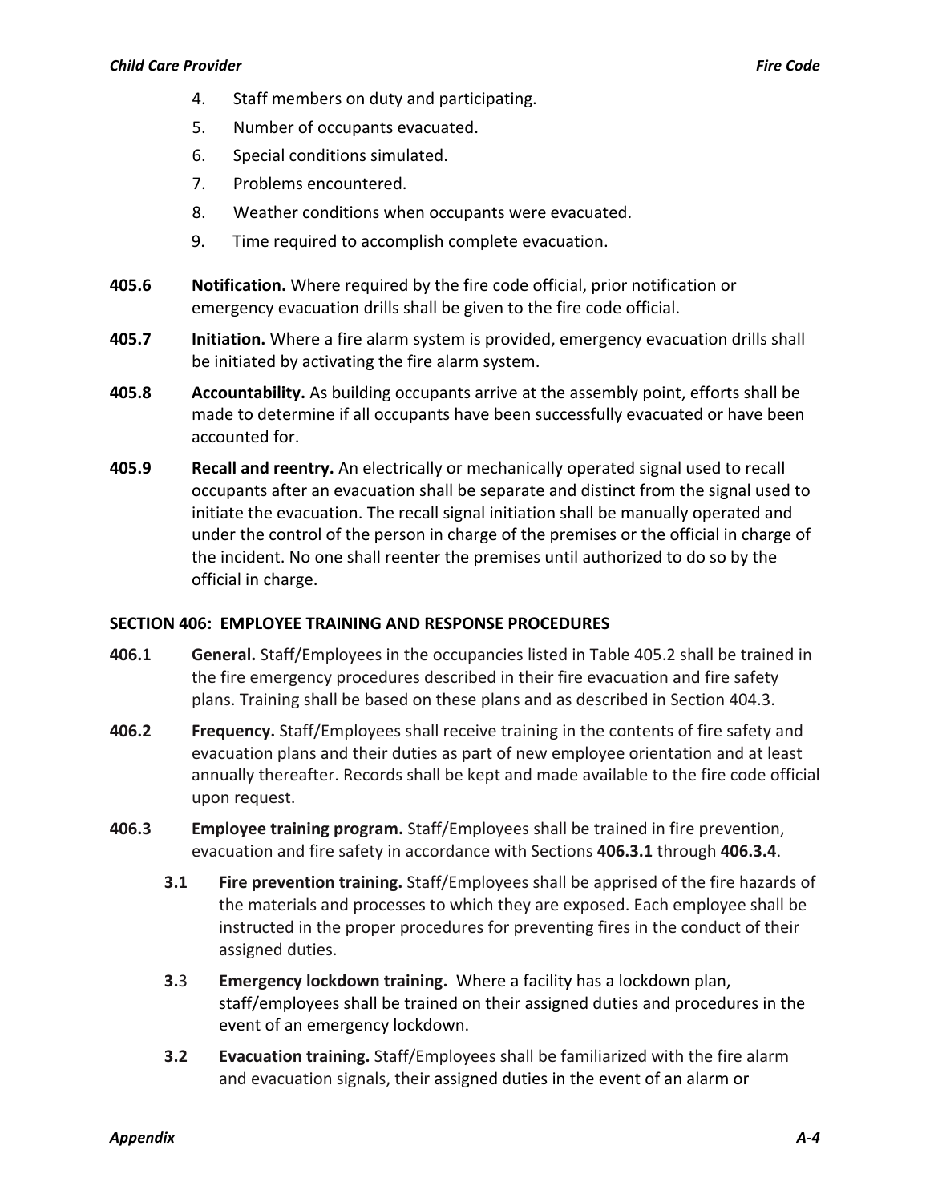4. Staff members on duty and participating.
5. Number of occupants evacuated.
6. Special conditions simulated.
7. Problems encountered.
8. Weather conditions when occupants were evacuated.
9. Time required to accomplish complete evacuation.

**405.6** **Notification.** Where required by the fire code official, prior notification or emergency evacuation drills shall be given to the fire code official.

**405.7** **Initiation.** Where a fire alarm system is provided, emergency evacuation drills shall be initiated by activating the fire alarm system.

**405.8** **Accountability.** As building occupants arrive at the assembly point, efforts shall be made to determine if all occupants have been successfully evacuated or have been accounted for.

**405.9** **Recall and reentry.** An electrically or mechanically operated signal used to recall occupants after an evacuation shall be separate and distinct from the signal used to initiate the evacuation. The recall signal initiation shall be manually operated and under the control of the person in charge of the premises or the official in charge of the incident. No one shall reenter the premises until authorized to do so by the official in charge.

**SECTION 406: EMPLOYEE TRAINING AND RESPONSE PROCEDURES**

**406.1** **General.** Staff/Employees in the occupancies listed in Table 405.2 shall be trained in the fire emergency procedures described in their fire evacuation and fire safety plans. Training shall be based on these plans and as described in Section 404.3.

**406.2** **Frequency.** Staff/Employees shall receive training in the contents of fire safety and evacuation plans and their duties as part of new employee orientation and at least annually thereafter. Records shall be kept and made available to the fire code official upon request.

**406.3** **Employee training program.** Staff/Employees shall be trained in fire prevention, evacuation and fire safety in accordance with Sections **406.3.1** through **406.3.4**.

**3.1** **Fire prevention training.** Staff/Employees shall be apprised of the fire hazards of the materials and processes to which they are exposed. Each employee shall be instructed in the proper procedures for preventing fires in the conduct of their assigned duties.

**3.**3 **Emergency lockdown training.** Where a facility has a lockdown plan, staff/employees shall be trained on their assigned duties and procedures in the event of an emergency lockdown.

**3.2** **Evacuation training.** Staff/Employees shall be familiarized with the fire alarm and evacuation signals, their assigned duties in the event of an alarm or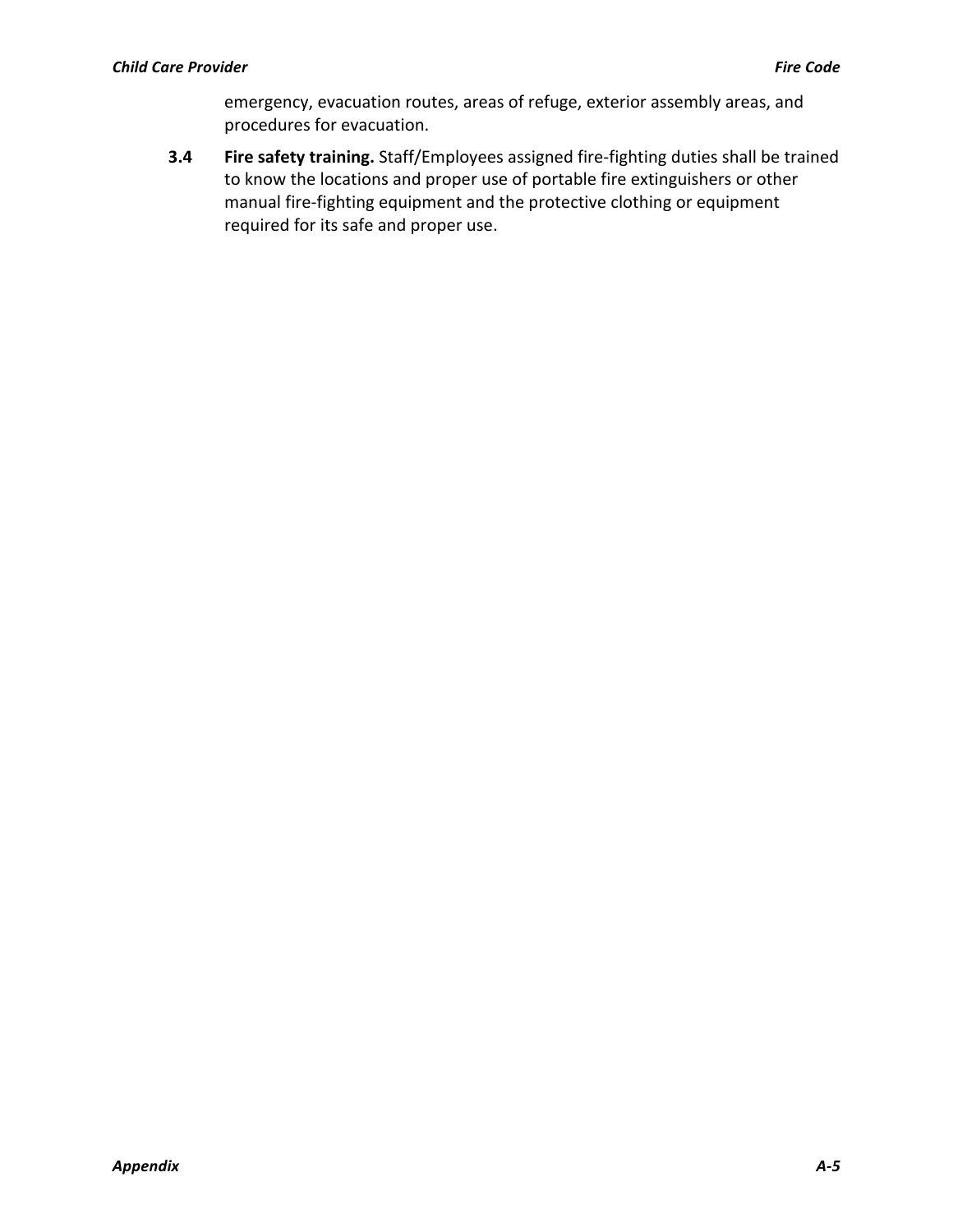emergency, evacuation routes, areas of refuge, exterior assembly areas, and procedures for evacuation.

**3.4 Fire safety training.** Staff/Employees assigned fire-fighting duties shall be trained to know the locations and proper use of portable fire extinguishers or other manual fire-fighting equipment and the protective clothing or equipment required for its safe and proper use.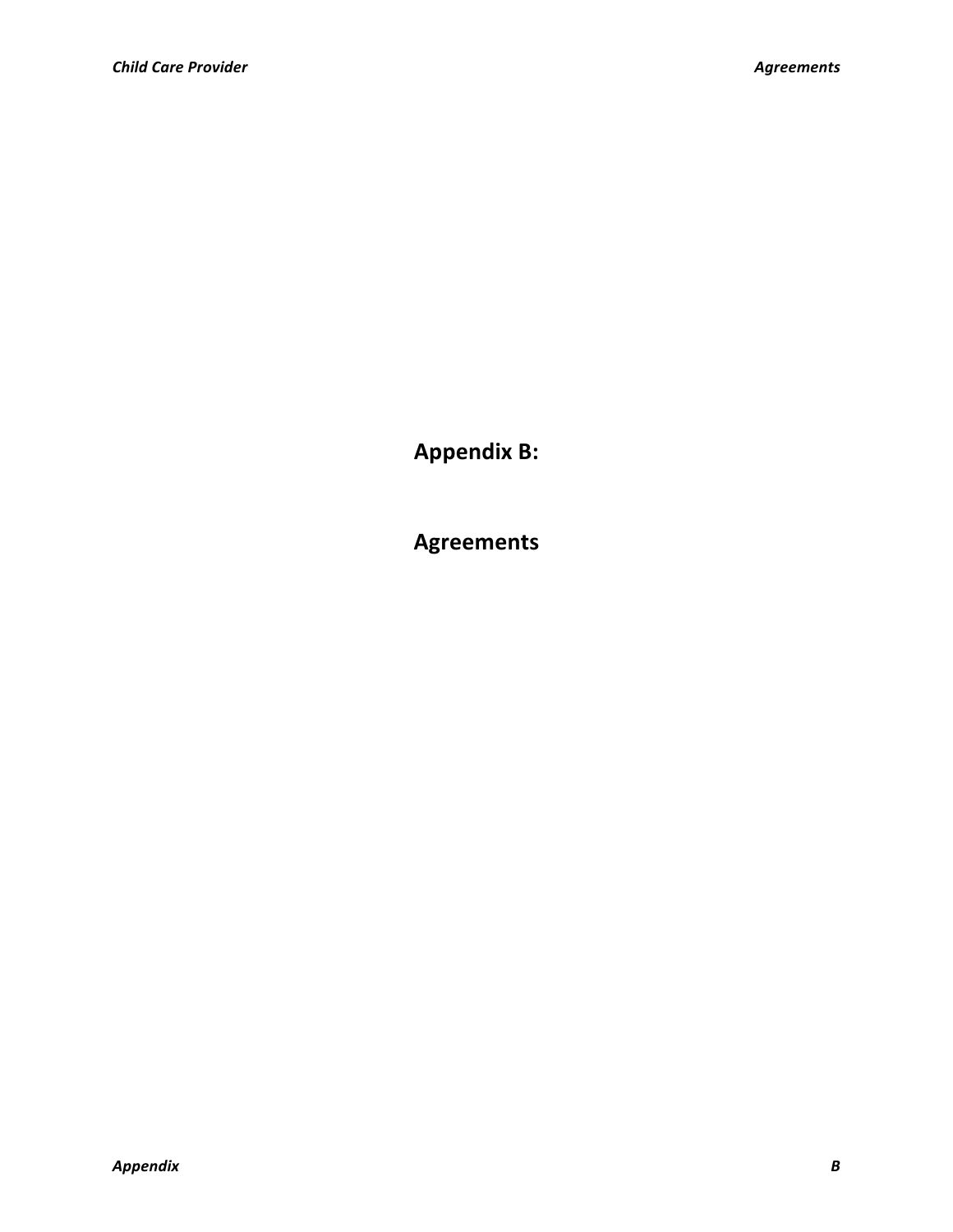# Appendix B:

# Agreements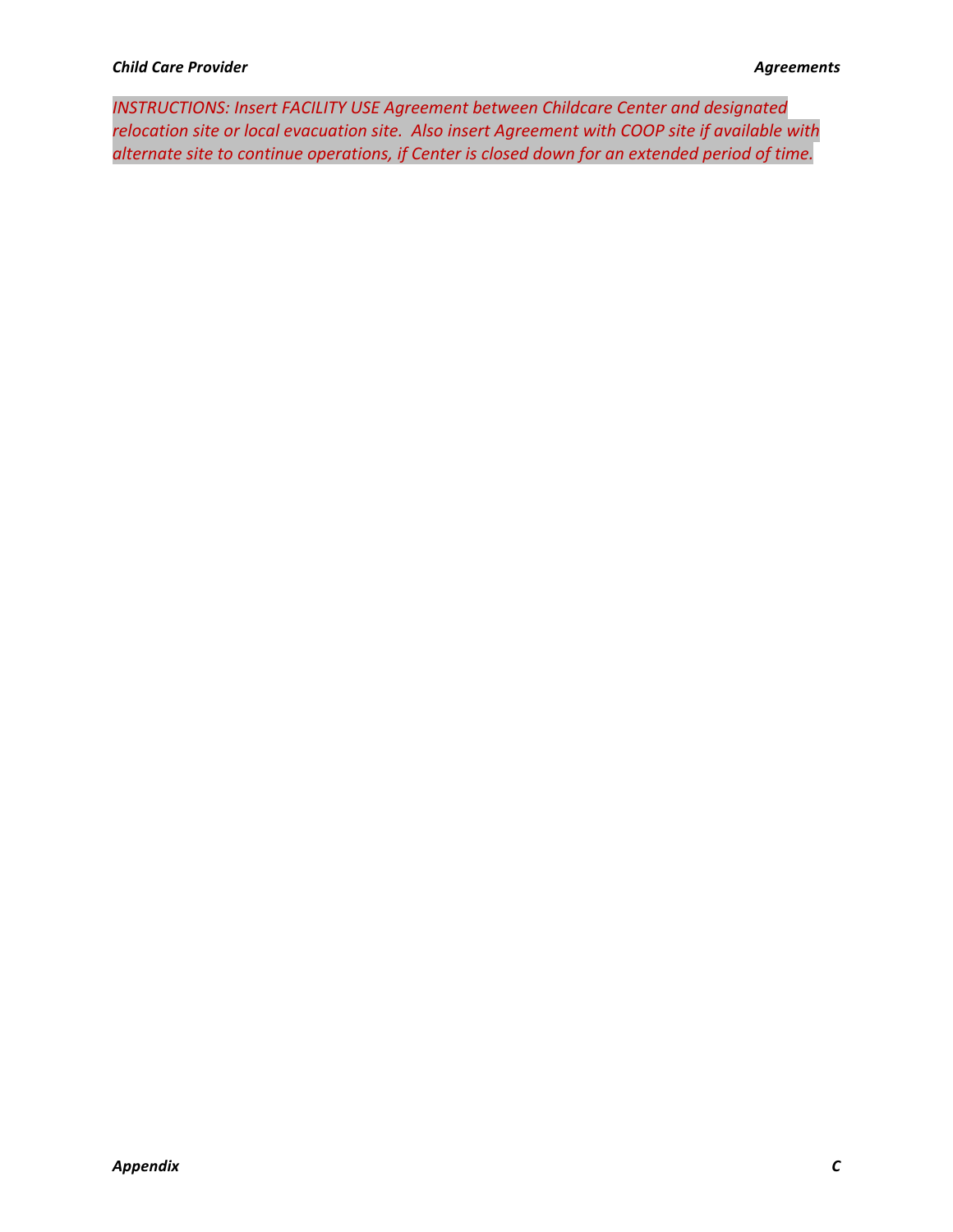*INSTRUCTIONS: Insert FACILITY USE Agreement between Childcare Center and designated relocation site or local evacuation site. Also insert Agreement with COOP site if available with alternate site to continue operations, if Center is closed down for an extended period of time.*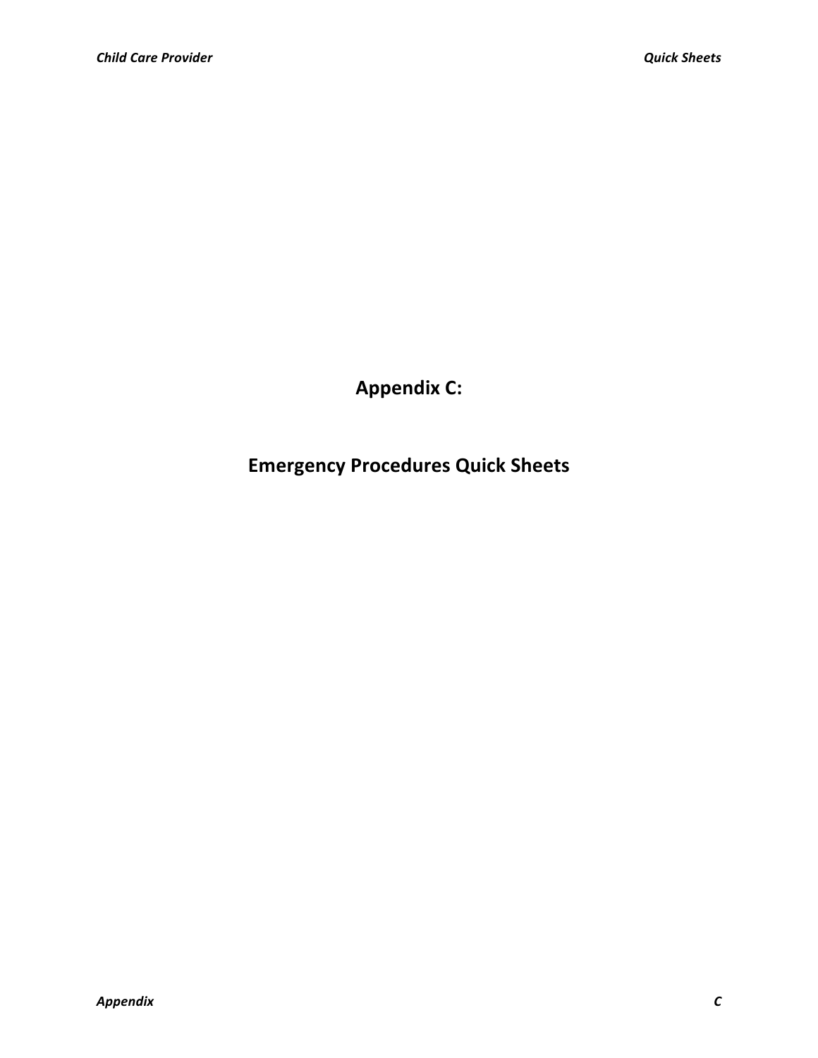# Appendix C:

# Emergency Procedures Quick Sheets